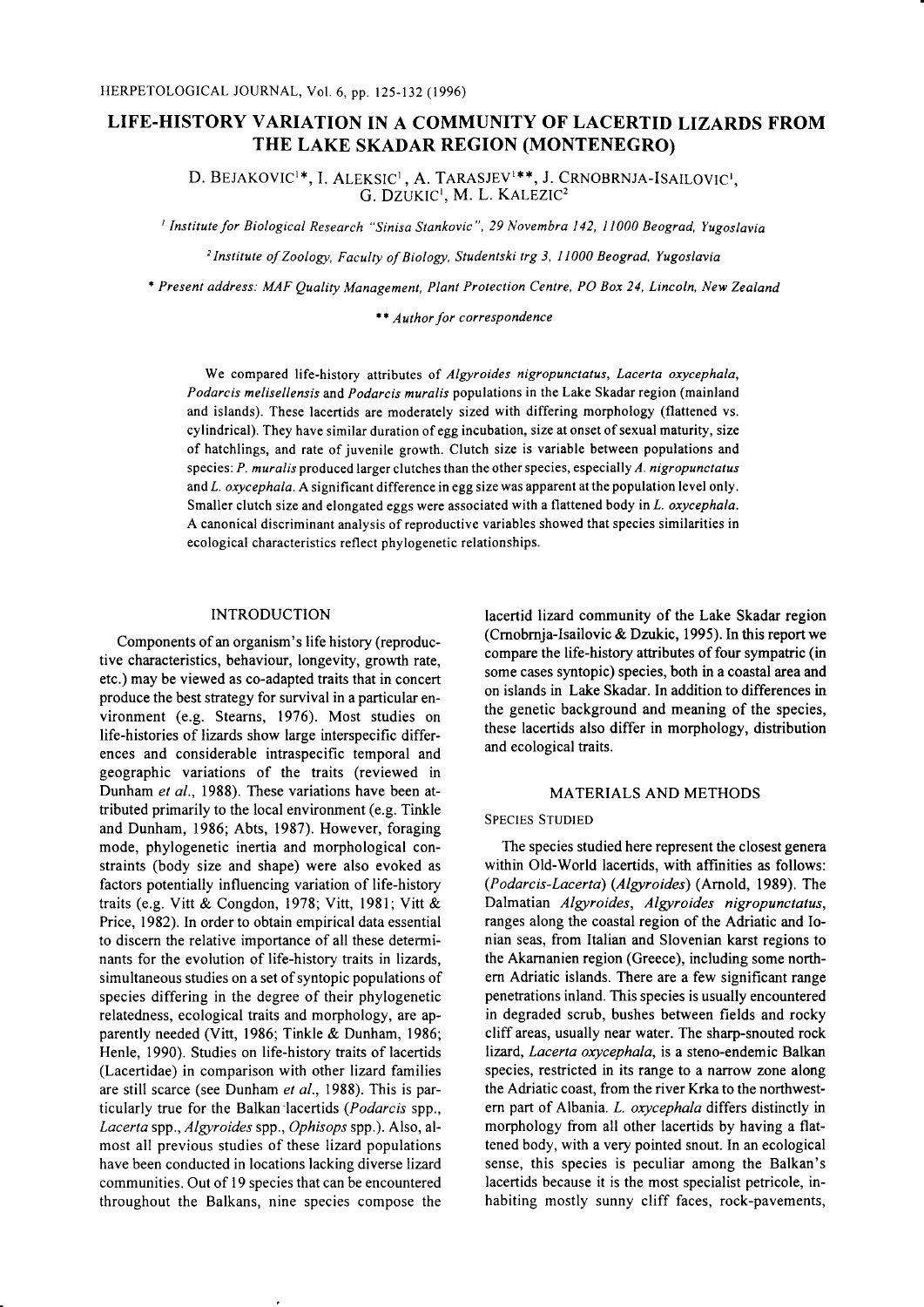# LIFE-HISTORY VARIATION IN A COMMUNITY OF LACERTID LIZARDS FROM THE LAKE SKADAR REGION (MONTENEGRO)

D. BEJAKOVIC[1]*, I. ALEKSIC[1], A. TARASJEV[1]**, J. CRNOBRNJA-ISAILOVIC[1], G. DZUKIC[1], M. L. KALEZIC[2]

[1] *Institute for Biological Research "Sinisa Stankovic", 29 Novembra 142, 11000 Beograd, Yugoslavia*

[2] *Institute of Zoology, Faculty of Biology, Studentski trg 3, 11000 Beograd, Yugoslavia*

\* *Present address: MAF Quality Management, Plant Protection Centre, PO Box 24, Lincoln, New Zealand*

\*\* *Author for correspondence*

We compared life-history attributes of *Algyroides nigropunctatus*, *Lacerta oxycephala*, *Podarcis melisellensis* and *Podarcis muralis* populations in the Lake Skadar region (mainland and islands). These lacertids are moderately sized with differing morphology (flattened vs. cylindrical). They have similar duration of egg incubation, size at onset of sexual maturity, size of hatchlings, and rate of juvenile growth. Clutch size is variable between populations and species: *P. muralis* produced larger clutches than the other species, especially *A. nigropunctatus* and *L. oxycephala*. A significant difference in egg size was apparent at the population level only. Smaller clutch size and elongated eggs were associated with a flattened body in *L. oxycephala*. A canonical discriminant analysis of reproductive variables showed that species similarities in ecological characteristics reflect phylogenetic relationships.

## INTRODUCTION

Components of an organism's life history (reproductive characteristics, behaviour, longevity, growth rate, etc.) may be viewed as co-adapted traits that in concert produce the best strategy for survival in a particular environment (e.g. Stearns, 1976). Most studies on life-histories of lizards show large interspecific differences and considerable intraspecific temporal and geographic variations of the traits (reviewed in Dunham *et al.*, 1988). These variations have been attributed primarily to the local environment (e.g. Tinkle and Dunham, 1986; Abts, 1987). However, foraging mode, phylogenetic inertia and morphological constraints (body size and shape) were also evoked as factors potentially influencing variation of life-history traits (e.g. Vitt & Congdon, 1978; Vitt, 1981; Vitt & Price, 1982). In order to obtain empirical data essential to discern the relative importance of all these determinants for the evolution of life-history traits in lizards, simultaneous studies on a set of syntopic populations of species differing in the degree of their phylogenetic relatedness, ecological traits and morphology, are apparently needed (Vitt, 1986; Tinkle & Dunham, 1986; Henle, 1990). Studies on life-history traits of lacertids (Lacertidae) in comparison with other lizard families are still scarce (see Dunham *et al.*, 1988). This is particularly true for the Balkan lacertids (*Podarcis* spp., *Lacerta* spp., *Algyroides* spp., *Ophisops* spp.). Also, almost all previous studies of these lizard populations have been conducted in locations lacking diverse lizard communities. Out of 19 species that can be encountered throughout the Balkans, nine species compose the lacertid lizard community of the Lake Skadar region (Crnobrnja-Isailovic & Dzukic, 1995). In this report we compare the life-history attributes of four sympatric (in some cases syntopic) species, both in a coastal area and on islands in Lake Skadar. In addition to differences in the genetic background and meaning of the species, these lacertids also differ in morphology, distribution and ecological traits.

## MATERIALS AND METHODS

### SPECIES STUDIED

The species studied here represent the closest genera within Old-World lacertids, with affinities as follows: (*Podarcis-Lacerta*) (*Algyroides*) (Arnold, 1989). The Dalmatian *Algyroides*, *Algyroides nigropunctatus*, ranges along the coastal region of the Adriatic and Ionian seas, from Italian and Slovenian karst regions to the Akarnanien region (Greece), including some northern Adriatic islands. There are a few significant range penetrations inland. This species is usually encountered in degraded scrub, bushes between fields and rocky cliff areas, usually near water. The sharp-snouted rock lizard, *Lacerta oxycephala*, is a steno-endemic Balkan species, restricted in its range to a narrow zone along the Adriatic coast, from the river Krka to the northwestern part of Albania. *L. oxycephala* differs distinctly in morphology from all other lacertids by having a flattened body, with a very pointed snout. In an ecological sense, this species is peculiar among the Balkan's lacertids because it is the most specialist petricole, inhabiting mostly sunny cliff faces, rock-pavements,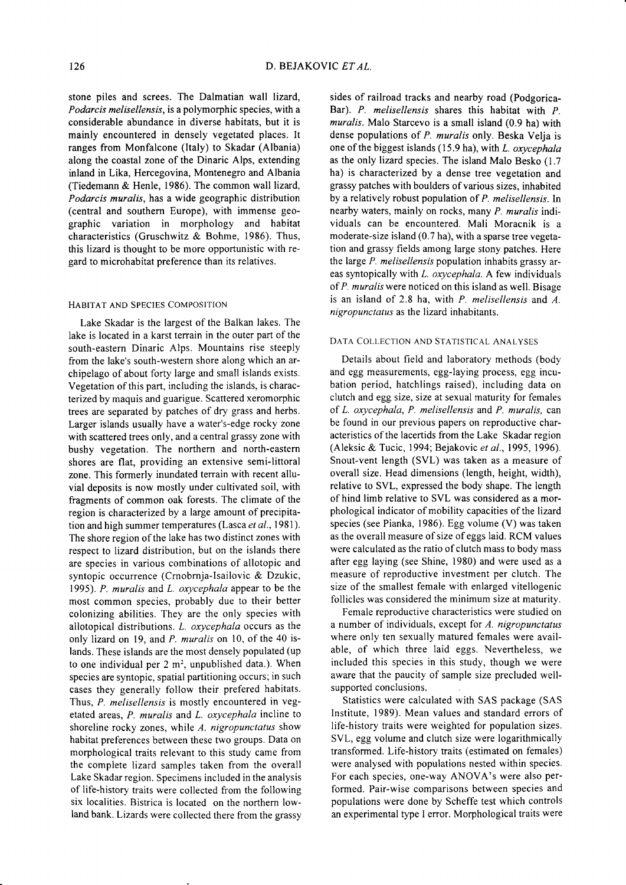stone piles and screes. The Dalmatian wall lizard, *Podarcis melisellensis*, is a polymorphic species, with a considerable abundance in diverse habitats, but it is mainly encountered in densely vegetated places. It ranges from Monfalcone (Italy) to Skadar (Albania) along the coastal zone of the Dinaric Alps, extending inland in Lika, Hercegovina, Montenegro and Albania (Tiedemann & Henle, 1986). The common wall lizard, *Podarcis muralis*, has a wide geographic distribution (central and southern Europe), with immense geographic variation in morphology and habitat characteristics (Gruschwitz & Bohme, 1986). Thus, this lizard is thought to be more opportunistic with regard to microhabitat preference than its relatives.

### HABITAT AND SPECIES COMPOSITION

Lake Skadar is the largest of the Balkan lakes. The lake is located in a karst terrain in the outer part of the south-eastern Dinaric Alps. Mountains rise steeply from the lake's south-western shore along which an archipelago of about forty large and small islands exists. Vegetation of this part, including the islands, is characterized by maquis and guarigue. Scattered xeromorphic trees are separated by patches of dry grass and herbs. Larger islands usually have a water's-edge rocky zone with scattered trees only, and a central grassy zone with bushy vegetation. The northern and north-eastern shores are flat, providing an extensive semi-littoral zone. This formerly inundated terrain with recent alluvial deposits is now mostly under cultivated soil, with fragments of common oak forests. The climate of the region is characterized by a large amount of precipitation and high summer temperatures (Lasca *et al.*, 1981). The shore region of the lake has two distinct zones with respect to lizard distribution, but on the islands there are species in various combinations of allotopic and syntopic occurrence (Crnobrnja-Isailovic & Dzukic, 1995). *P. muralis* and *L. oxycephala* appear to be the most common species, probably due to their better colonizing abilities. They are the only species with allotopical distributions. *L. oxycephala* occurs as the only lizard on 19, and *P. muralis* on 10, of the 40 islands. These islands are the most densely populated (up to one individual per 2 m$^2$, unpublished data.). When species are syntopic, spatial partitioning occurs; in such cases they generally follow their prefered habitats. Thus, *P. melisellensis* is mostly encountered in vegetated areas, *P. muralis* and *L. oxycephala* incline to shoreline rocky zones, while *A. nigropunctatus* show habitat preferences between these two groups. Data on morphological traits relevant to this study came from the complete lizard samples taken from the overall Lake Skadar region. Specimens included in the analysis of life-history traits were collected from the following six localities. Bistrica is located on the northern lowland bank. Lizards were collected there from the grassy sides of railroad tracks and nearby road (Podgorica-Bar). *P. melisellensis* shares this habitat with *P. muralis*. Malo Starcevo is a small island (0.9 ha) with dense populations of *P. muralis* only. Beska Velja is one of the biggest islands (15.9 ha), with *L. oxycephala* as the only lizard species. The island Malo Besko (1.7 ha) is characterized by a dense tree vegetation and grassy patches with boulders of various sizes, inhabited by a relatively robust population of *P. melisellensis*. In nearby waters, mainly on rocks, many *P. muralis* individuals can be encountered. Mali Moracnik is a moderate-size island (0.7 ha), with a sparse tree vegetation and grassy fields among large stony patches. Here the large *P. melisellensis* population inhabits grassy areas syntopically with *L. oxycephala*. A few individuals of *P. muralis* were noticed on this island as well. Bisage is an island of 2.8 ha, with *P. melisellensis* and *A. nigropunctatus* as the lizard inhabitants.

### DATA COLLECTION AND STATISTICAL ANALYSES

Details about field and laboratory methods (body and egg measurements, egg-laying process, egg incubation period, hatchlings raised), including data on clutch and egg size, size at sexual maturity for females of *L. oxycephala*, *P. melisellensis* and *P. muralis*, can be found in our previous papers on reproductive characteristics of the lacertids from the Lake Skadar region (Aleksic & Tucic, 1994; Bejakovic *et al.*, 1995, 1996). Snout-vent length (SVL) was taken as a measure of overall size. Head dimensions (length, height, width), relative to SVL, expressed the body shape. The length of hind limb relative to SVL was considered as a morphological indicator of mobility capacities of the lizard species (see Pianka, 1986). Egg volume (V) was taken as the overall measure of size of eggs laid. RCM values were calculated as the ratio of clutch mass to body mass after egg laying (see Shine, 1980) and were used as a measure of reproductive investment per clutch. The size of the smallest female with enlarged vitellogenic follicles was considered the minimum size at maturity.

Female reproductive characteristics were studied on a number of individuals, except for *A. nigropunctatus* where only ten sexually matured females were available, of which three laid eggs. Nevertheless, we included this species in this study, though we were aware that the paucity of sample size precluded well-supported conclusions.

Statistics were calculated with SAS package (SAS Institute, 1989). Mean values and standard errors of life-history traits were weighted for population sizes. SVL, egg volume and clutch size were logarithmically transformed. Life-history traits (estimated on females) were analysed with populations nested within species. For each species, one-way ANOVA's were also performed. Pair-wise comparisons between species and populations were done by Scheffe test which controls an experimental type I error. Morphological traits were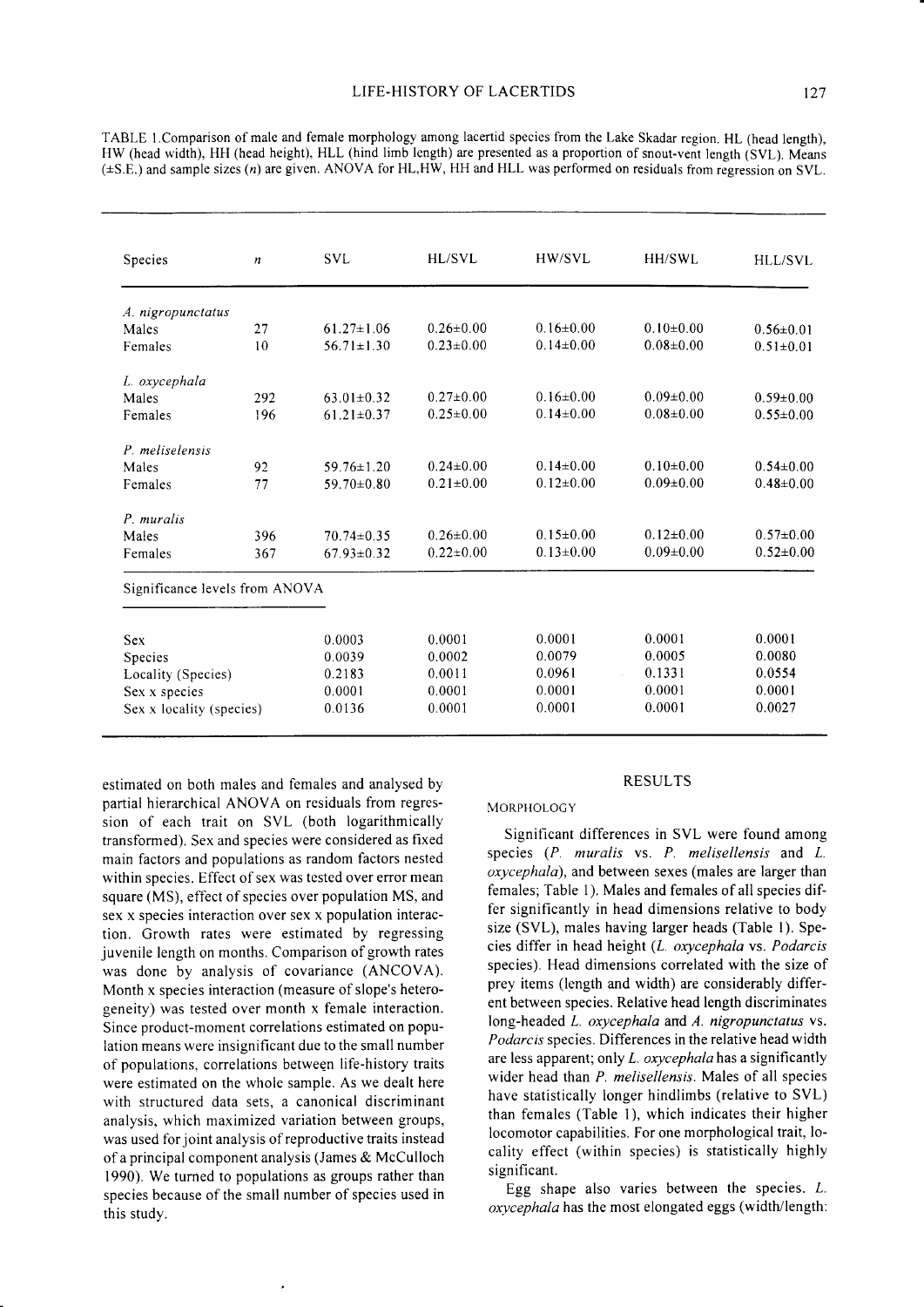TABLE 1.Comparison of male and female morphology among lacertid species from the Lake Skadar region. HL (head length), HW (head width), HH (head height), HLL (hind limb length) are presented as a proportion of snout-vent length (SVL). Means (±S.E.) and sample sizes (*n*) are given. ANOVA for HL,HW, HH and HLL was performed on residuals from regression on SVL.

| Species | *n* | SVL | HL/SVL | HW/SVL | HH/SWL | HLL/SVL |
|---|---|---|---|---|---|---|
| *A. nigropunctatus* | | | | | | |
| Males | 27 | 61.27±1.06 | 0.26±0.00 | 0.16±0.00 | 0.10±0.00 | 0.56±0.01 |
| Females | 10 | 56.71±1.30 | 0.23±0.00 | 0.14±0.00 | 0.08±0.00 | 0.51±0.01 |
| *L. oxycephala* | | | | | | |
| Males | 292 | 63.01±0.32 | 0.27±0.00 | 0.16±0.00 | 0.09±0.00 | 0.59±0.00 |
| Females | 196 | 61.21±0.37 | 0.25±0.00 | 0.14±0.00 | 0.08±0.00 | 0.55±0.00 |
| *P. meliselensis* | | | | | | |
| Males | 92 | 59.76±1.20 | 0.24±0.00 | 0.14±0.00 | 0.10±0.00 | 0.54±0.00 |
| Females | 77 | 59.70±0.80 | 0.21±0.00 | 0.12±0.00 | 0.09±0.00 | 0.48±0.00 |
| *P. muralis* | | | | | | |
| Males | 396 | 70.74±0.35 | 0.26±0.00 | 0.15±0.00 | 0.12±0.00 | 0.57±0.00 |
| Females | 367 | 67.93±0.32 | 0.22±0.00 | 0.13±0.00 | 0.09±0.00 | 0.52±0.00 |
| Significance levels from ANOVA | | | | | | |
| Sex | | 0.0003 | 0.0001 | 0.0001 | 0.0001 | 0.0001 |
| Species | | 0.0039 | 0.0002 | 0.0079 | 0.0005 | 0.0080 |
| Locality (Species) | | 0.2183 | 0.0011 | 0.0961 | 0.1331 | 0.0554 |
| Sex x species | | 0.0001 | 0.0001 | 0.0001 | 0.0001 | 0.0001 |
| Sex x locality (species) | | 0.0136 | 0.0001 | 0.0001 | 0.0001 | 0.0027 |

estimated on both males and females and analysed by partial hierarchical ANOVA on residuals from regression of each trait on SVL (both logarithmically transformed). Sex and species were considered as fixed main factors and populations as random factors nested within species. Effect of sex was tested over error mean square (MS), effect of species over population MS, and sex x species interaction over sex x population interaction. Growth rates were estimated by regressing juvenile length on months. Comparison of growth rates was done by analysis of covariance (ANCOVA). Month x species interaction (measure of slope's heterogeneity) was tested over month x female interaction. Since product-moment correlations estimated on population means were insignificant due to the small number of populations, correlations between life-history traits were estimated on the whole sample. As we dealt here with structured data sets, a canonical discriminant analysis, which maximized variation between groups, was used for joint analysis of reproductive traits instead of a principal component analysis (James & McCulloch 1990). We turned to populations as groups rather than species because of the small number of species used in this study.

## RESULTS

### MORPHOLOGY

Significant differences in SVL were found among species (*P. muralis* vs. *P. melisellensis* and *L. oxycephala*), and between sexes (males are larger than females; Table 1). Males and females of all species differ significantly in head dimensions relative to body size (SVL), males having larger heads (Table 1). Species differ in head height (*L. oxycephala* vs. *Podarcis* species). Head dimensions correlated with the size of prey items (length and width) are considerably different between species. Relative head length discriminates long-headed *L. oxycephala* and *A. nigropunctatus* vs. *Podarcis* species. Differences in the relative head width are less apparent; only *L. oxycephala* has a significantly wider head than *P. melisellensis*. Males of all species have statistically longer hindlimbs (relative to SVL) than females (Table 1), which indicates their higher locomotor capabilities. For one morphological trait, locality effect (within species) is statistically highly significant.

Egg shape also varies between the species. *L. oxycephala* has the most elongated eggs (width/length: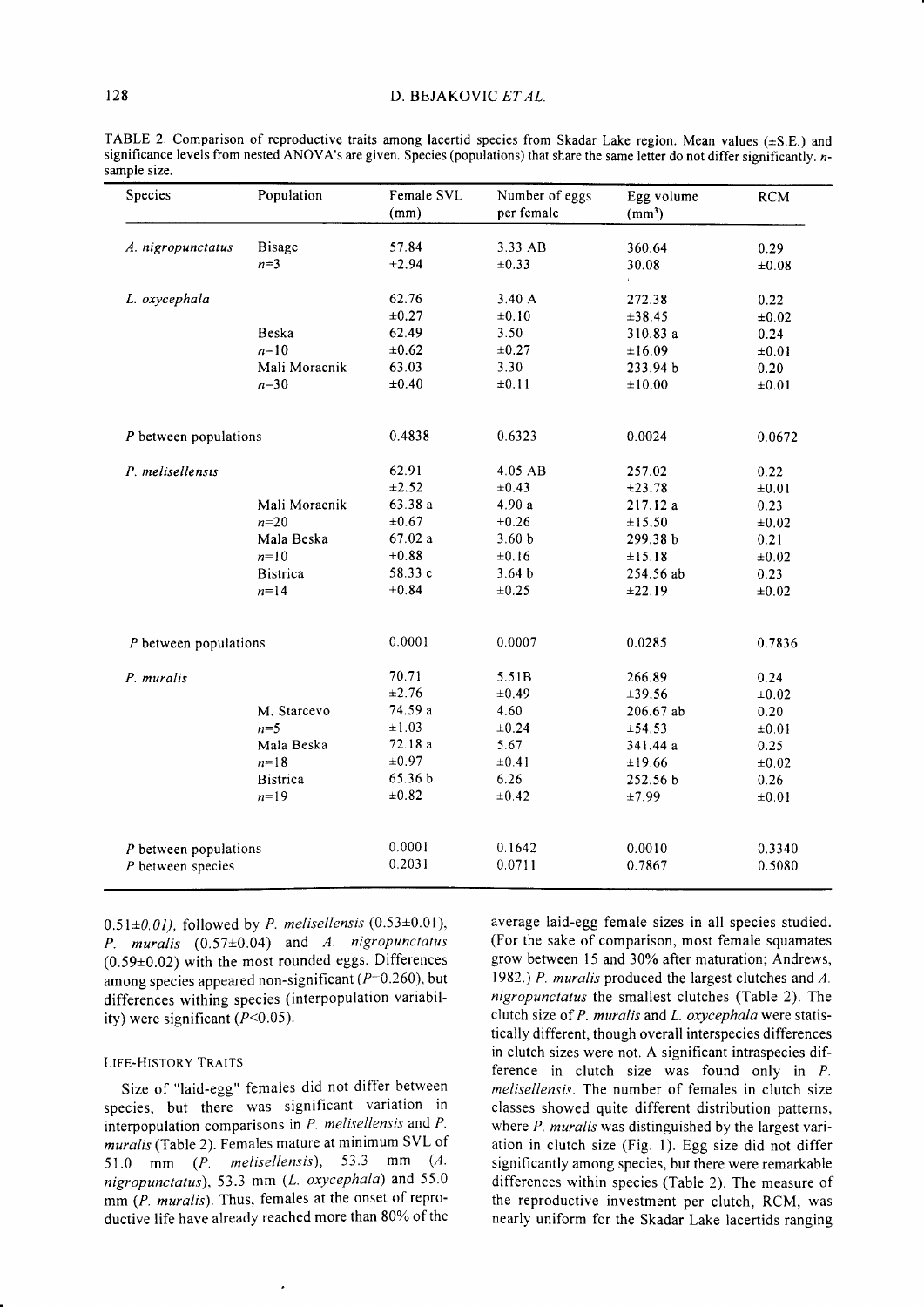TABLE 2. Comparison of reproductive traits among lacertid species from Skadar Lake region. Mean values (±S.E.) and significance levels from nested ANOVA's are given. Species (populations) that share the same letter do not differ significantly. *n*-sample size.

| Species | Population | Female SVL (mm) | Number of eggs per female | Egg volume (mm³) | RCM |
|---|---|---|---|---|---|
| *A. nigropunctatus* | Bisage | 57.84 | 3.33 AB | 360.64 | 0.29 |
| | *n*=3 | ±2.94 | ±0.33 | 30.08 | ±0.08 |
| *L. oxycephala* | | 62.76 | 3.40 A | 272.38 | 0.22 |
| | | ±0.27 | ±0.10 | ±38.45 | ±0.02 |
| | Beska | 62.49 | 3.50 | 310.83 a | 0.24 |
| | *n*=10 | ±0.62 | ±0.27 | ±16.09 | ±0.01 |
| | Mali Moracnik | 63.03 | 3.30 | 233.94 b | 0.20 |
| | *n*=30 | ±0.40 | ±0.11 | ±10.00 | ±0.01 |
| *P* between populations | | 0.4838 | 0.6323 | 0.0024 | 0.0672 |
| *P. melisellensis* | | 62.91 | 4.05 AB | 257.02 | 0.22 |
| | | ±2.52 | ±0.43 | ±23.78 | ±0.01 |
| | Mali Moracnik | 63.38 a | 4.90 a | 217.12 a | 0.23 |
| | *n*=20 | ±0.67 | ±0.26 | ±15.50 | ±0.02 |
| | Mala Beska | 67.02 a | 3.60 b | 299.38 b | 0.21 |
| | *n*=10 | ±0.88 | ±0.16 | ±15.18 | ±0.02 |
| | Bistrica | 58.33 c | 3.64 b | 254.56 ab | 0.23 |
| | *n*=14 | ±0.84 | ±0.25 | ±22.19 | ±0.02 |
| *P* between populations | | 0.0001 | 0.0007 | 0.0285 | 0.7836 |
| *P. muralis* | | 70.71 | 5.51B | 266.89 | 0.24 |
| | | ±2.76 | ±0.49 | ±39.56 | ±0.02 |
| | M. Starcevo | 74.59 a | 4.60 | 206.67 ab | 0.20 |
| | *n*=5 | ±1.03 | ±0.24 | ±54.53 | ±0.01 |
| | Mala Beska | 72.18 a | 5.67 | 341.44 a | 0.25 |
| | *n*=18 | ±0.97 | ±0.41 | ±19.66 | ±0.02 |
| | Bistrica | 65.36 b | 6.26 | 252.56 b | 0.26 |
| | *n*=19 | ±0.82 | ±0.42 | ±7.99 | ±0.01 |
| *P* between populations | | 0.0001 | 0.1642 | 0.0010 | 0.3340 |
| *P* between species | | 0.2031 | 0.0711 | 0.7867 | 0.5080 |

0.51±*0.01)*, followed by *P. melisellensis* (0.53±0.01), *P. muralis* (0.57±0.04) and *A. nigropunctatus* (0.59±0.02) with the most rounded eggs. Differences among species appeared non-significant ($P$=0.260), but differences withing species (interpopulation variability) were significant ($P$<0.05).

### LIFE-HISTORY TRAITS

Size of "laid-egg" females did not differ between species, but there was significant variation in interpopulation comparisons in *P. melisellensis* and *P. muralis* (Table 2). Females mature at minimum SVL of 51.0 mm (*P. melisellensis*), 53.3 mm (*A. nigropunctatus*), 53.3 mm (*L. oxycephala*) and 55.0 mm (*P. muralis*). Thus, females at the onset of reproductive life have already reached more than 80% of the average laid-egg female sizes in all species studied. (For the sake of comparison, most female squamates grow between 15 and 30% after maturation; Andrews, 1982.) *P. muralis* produced the largest clutches and *A. nigropunctatus* the smallest clutches (Table 2). The clutch size of *P. muralis* and *L. oxycephala* were statistically different, though overall interspecies differences in clutch sizes were not. A significant intraspecies difference in clutch size was found only in *P. melisellensis*. The number of females in clutch size classes showed quite different distribution patterns, where *P. muralis* was distinguished by the largest variation in clutch size (Fig. 1). Egg size did not differ significantly among species, but there were remarkable differences within species (Table 2). The measure of the reproductive investment per clutch, RCM, was nearly uniform for the Skadar Lake lacertids ranging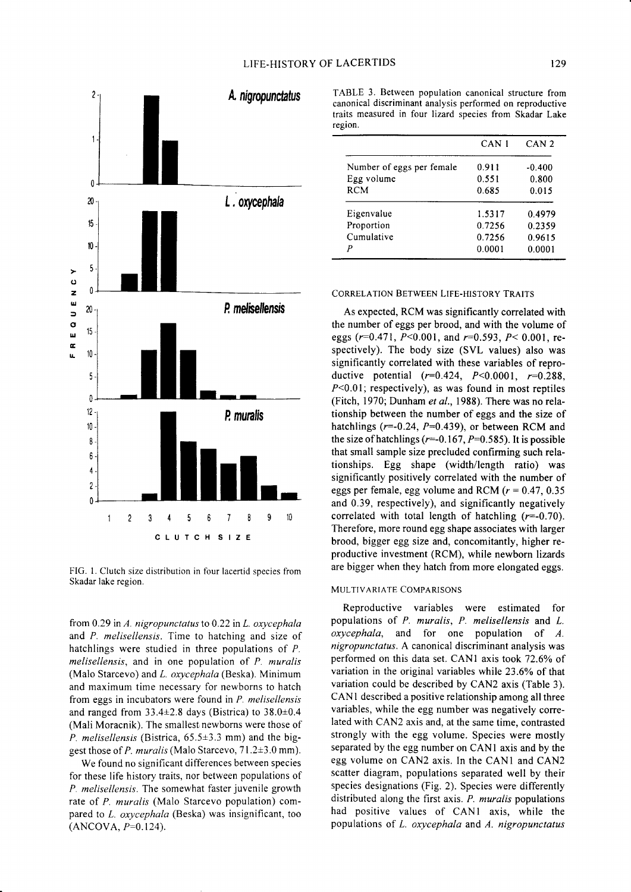FIG. 1. Clutch size distribution in four lacertid species from Skadar lake region.

from 0.29 in *A. nigropunctatus* to 0.22 in *L. oxycephala* and *P. melisellensis*. Time to hatching and size of hatchlings were studied in three populations of *P. melisellensis*, and in one population of *P. muralis* (Malo Starcevo) and *L. oxycephala* (Beska). Minimum and maximum time necessary for newborns to hatch from eggs in incubators were found in *P. melisellensis* and ranged from 33.4±2.8 days (Bistrica) to 38.0±0.4 (Mali Moracnik). The smallest newborns were those of *P. melisellensis* (Bistrica, 65.5±3.3 mm) and the biggest those of *P. muralis* (Malo Starcevo, 71.2±3.0 mm).

We found no significant differences between species for these life history traits, nor between populations of *P. melisellensis*. The somewhat faster juvenile growth rate of *P. muralis* (Malo Starcevo population) compared to *L. oxycephala* (Beska) was insignificant, too (ANCOVA, $P$=0.124).

TABLE 3. Between population canonical structure from canonical discriminant analysis performed on reproductive traits measured in four lizard species from Skadar Lake region.

| | CAN 1 | CAN 2 |
|---|---|---|
| Number of eggs per female | 0.911 | -0.400 |
| Egg volume | 0.551 | 0.800 |
| RCM | 0.685 | 0.015 |
| Eigenvalue | 1.5317 | 0.4979 |
| Proportion | 0.7256 | 0.2359 |
| Cumulative | 0.7256 | 0.9615 |
| $P$ | 0.0001 | 0.0001 |

### CORRELATION BETWEEN LIFE-HISTORY TRAITS

As expected, RCM was significantly correlated with the number of eggs per brood, and with the volume of eggs ($r$=0.471, $P$<0.001, and $r$=0.593, $P$< 0.001, respectively). The body size (SVL values) also was significantly correlated with these variables of reproductive potential ($r$=0.424, $P$<0.0001, $r$=0.288, $P$<0.01; respectively), as was found in most reptiles (Fitch, 1970; Dunham *et al.*, 1988). There was no relationship between the number of eggs and the size of hatchlings ($r$=-0.24, $P$=0.439), or between RCM and the size of hatchlings ($r$=-0.167, $P$=0.585). It is possible that small sample size precluded confirming such relationships. Egg shape (width/length ratio) was significantly positively correlated with the number of eggs per female, egg volume and RCM ($r$ = 0.47, 0.35 and 0.39, respectively), and significantly negatively correlated with total length of hatchling ($r$=-0.70). Therefore, more round egg shape associates with larger brood, bigger egg size and, concomitantly, higher reproductive investment (RCM), while newborn lizards are bigger when they hatch from more elongated eggs.

### MULTIVARIATE COMPARISONS

Reproductive variables were estimated for populations of *P. muralis*, *P. melisellensis* and *L. oxycephala*, and for one population of *A. nigropunctatus*. A canonical discriminant analysis was performed on this data set. CAN1 axis took 72.6% of variation in the original variables while 23.6% of that variation could be described by CAN2 axis (Table 3). CAN1 described a positive relationship among all three variables, while the egg number was negatively correlated with CAN2 axis and, at the same time, contrasted strongly with the egg volume. Species were mostly separated by the egg number on CAN1 axis and by the egg volume on CAN2 axis. In the CAN1 and CAN2 scatter diagram, populations separated well by their species designations (Fig. 2). Species were differently distributed along the first axis. *P. muralis* populations had positive values of CAN1 axis, while the populations of *L. oxycephala* and *A. nigropunctatus*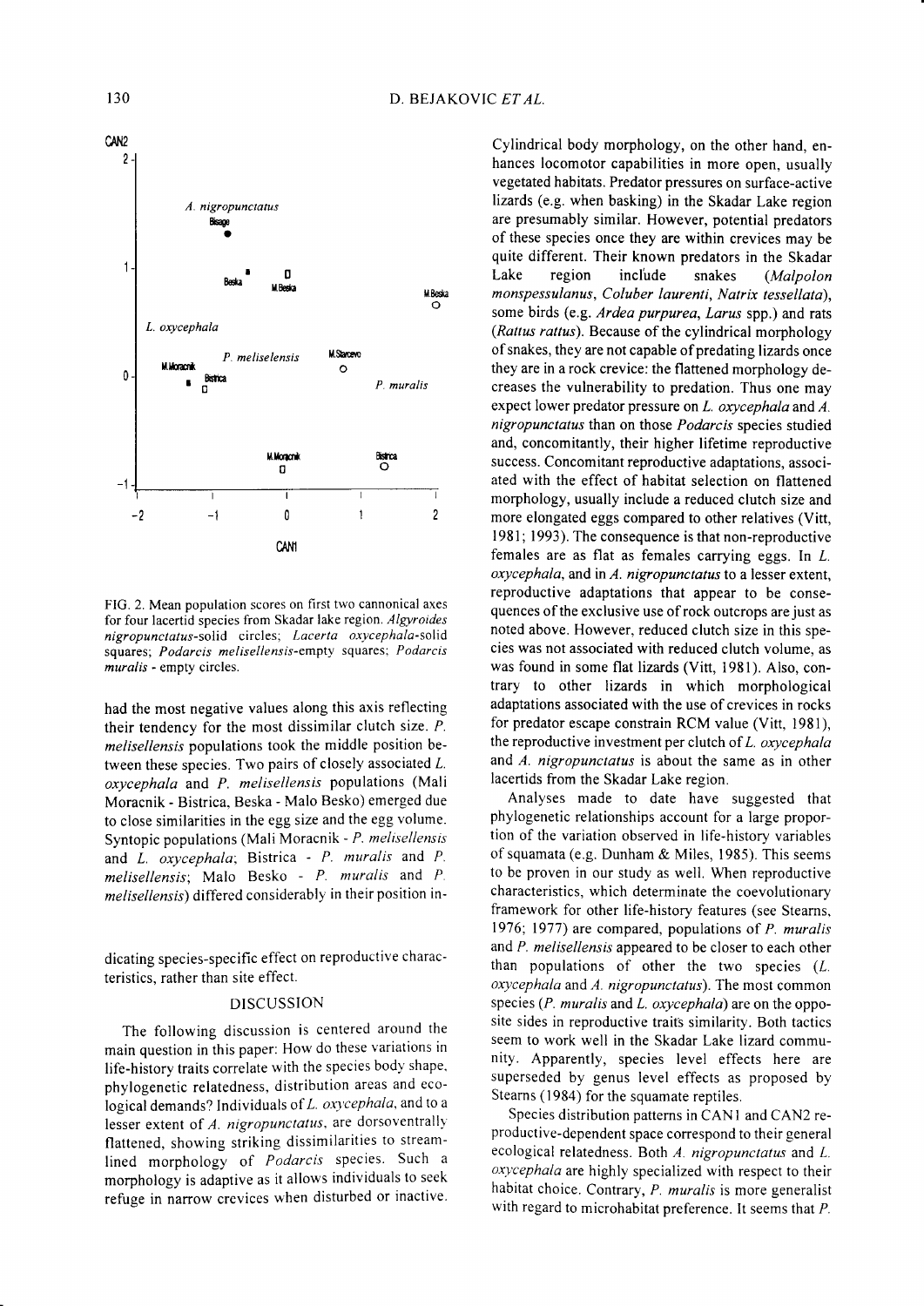FIG. 2. Mean population scores on first two cannonical axes for four lacertid species from Skadar lake region. *Algyroides nigropunctatus*-solid circles; *Lacerta oxycephala*-solid squares; *Podarcis melisellensis*-empty squares; *Podarcis muralis* - empty circles.

had the most negative values along this axis reflecting their tendency for the most dissimilar clutch size. *P. melisellensis* populations took the middle position between these species. Two pairs of closely associated *L. oxycephala* and *P. melisellensis* populations (Mali Moracnik - Bistrica, Beska - Malo Besko) emerged due to close similarities in the egg size and the egg volume. Syntopic populations (Mali Moracnik - *P. melisellensis* and *L. oxycephala*; Bistrica - *P. muralis* and *P. melisellensis*; Malo Besko - *P. muralis* and *P. melisellensis*) differed considerably in their position indicating species-specific effect on reproductive characteristics, rather than site effect.

## DISCUSSION

The following discussion is centered around the main question in this paper: How do these variations in life-history traits correlate with the species body shape, phylogenetic relatedness, distribution areas and ecological demands? Individuals of *L. oxycephala*, and to a lesser extent of *A. nigropunctatus*, are dorsoventrally flattened, showing striking dissimilarities to streamlined morphology of *Podarcis* species. Such a morphology is adaptive as it allows individuals to seek refuge in narrow crevices when disturbed or inactive. Cylindrical body morphology, on the other hand, enhances locomotor capabilities in more open, usually vegetated habitats. Predator pressures on surface-active lizards (e.g. when basking) in the Skadar Lake region are presumably similar. However, potential predators of these species once they are within crevices may be quite different. Their known predators in the Skadar Lake region include snakes (*Malpolon monspessulanus*, *Coluber laurenti*, *Natrix tessellata*), some birds (e.g. *Ardea purpurea*, *Larus* spp.) and rats (*Rattus rattus*). Because of the cylindrical morphology of snakes, they are not capable of predating lizards once they are in a rock crevice: the flattened morphology decreases the vulnerability to predation. Thus one may expect lower predator pressure on *L. oxycephala* and *A. nigropunctatus* than on those *Podarcis* species studied and, concomitantly, their higher lifetime reproductive success. Concomitant reproductive adaptations, associated with the effect of habitat selection on flattened morphology, usually include a reduced clutch size and more elongated eggs compared to other relatives (Vitt, 1981; 1993). The consequence is that non-reproductive females are as flat as females carrying eggs. In *L. oxycephala*, and in *A. nigropunctatus* to a lesser extent, reproductive adaptations that appear to be consequences of the exclusive use of rock outcrops are just as noted above. However, reduced clutch size in this species was not associated with reduced clutch volume, as was found in some flat lizards (Vitt, 1981). Also, contrary to other lizards in which morphological adaptations associated with the use of crevices in rocks for predator escape constrain RCM value (Vitt, 1981), the reproductive investment per clutch of *L. oxycephala* and *A. nigropunctatus* is about the same as in other lacertids from the Skadar Lake region.

Analyses made to date have suggested that phylogenetic relationships account for a large proportion of the variation observed in life-history variables of squamata (e.g. Dunham & Miles, 1985). This seems to be proven in our study as well. When reproductive characteristics, which determinate the coevolutionary framework for other life-history features (see Stearns, 1976; 1977) are compared, populations of *P. muralis* and *P. melisellensis* appeared to be closer to each other than populations of other the two species (*L. oxycephala* and *A. nigropunctatus*). The most common species (*P. muralis* and *L. oxycephala*) are on the opposite sides in reproductive traits similarity. Both tactics seem to work well in the Skadar Lake lizard community. Apparently, species level effects here are superseded by genus level effects as proposed by Stearns (1984) for the squamate reptiles.

Species distribution patterns in CAN1 and CAN2 reproductive-dependent space correspond to their general ecological relatedness. Both *A. nigropunctatus* and *L. oxycephala* are highly specialized with respect to their habitat choice. Contrary, *P. muralis* is more generalist with regard to microhabitat preference. It seems that *P.*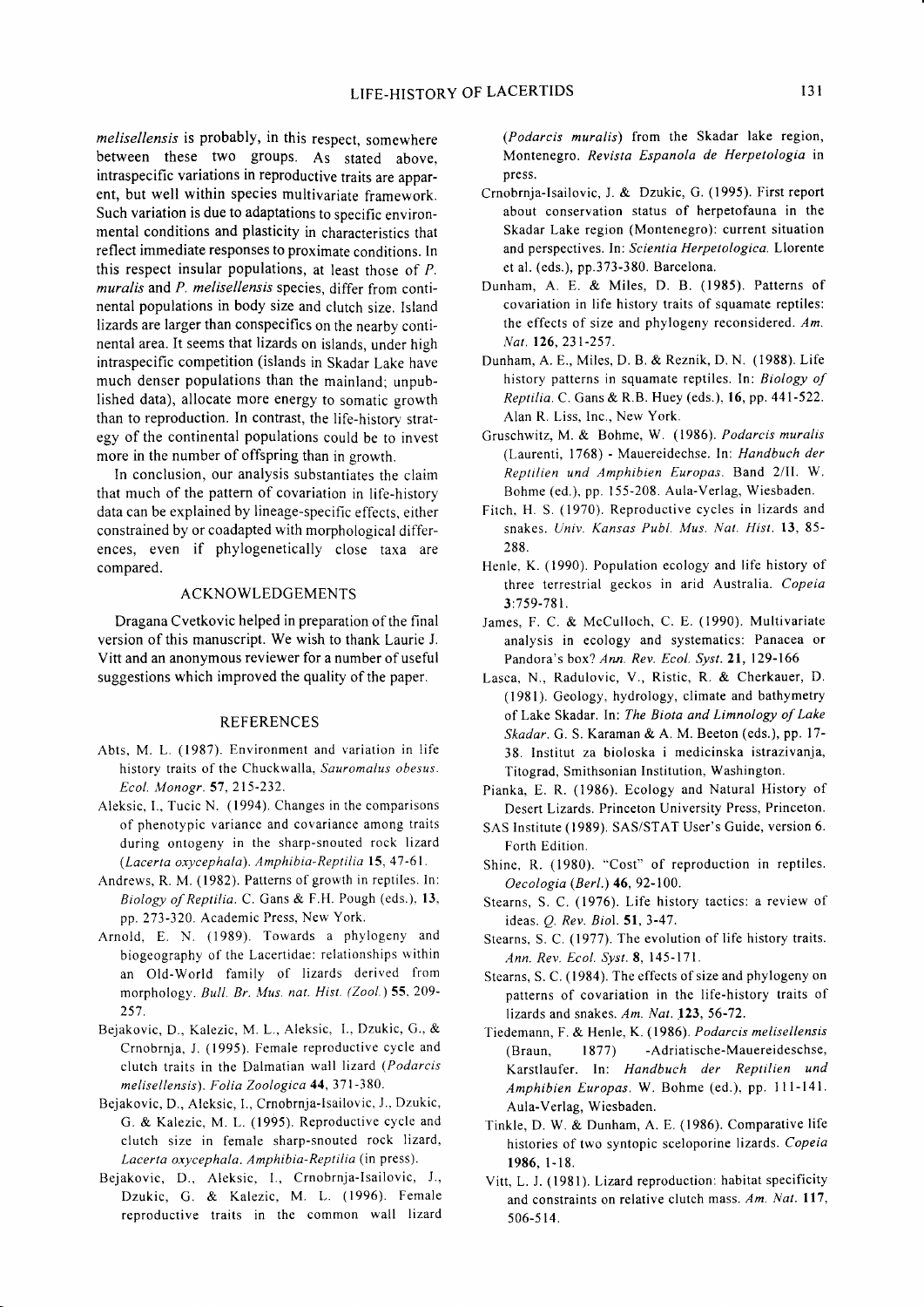*melisellensis* is probably, in this respect, somewhere between these two groups. As stated above, intraspecific variations in reproductive traits are apparent, but well within species multivariate framework. Such variation is due to adaptations to specific environmental conditions and plasticity in characteristics that reflect immediate responses to proximate conditions. In this respect insular populations, at least those of *P. muralis* and *P. melisellensis* species, differ from continental populations in body size and clutch size. Island lizards are larger than conspecifics on the nearby continental area. It seems that lizards on islands, under high intraspecific competition (islands in Skadar Lake have much denser populations than the mainland; unpublished data), allocate more energy to somatic growth than to reproduction. In contrast, the life-history strategy of the continental populations could be to invest more in the number of offspring than in growth.

In conclusion, our analysis substantiates the claim that much of the pattern of covariation in life-history data can be explained by lineage-specific effects, either constrained by or coadapted with morphological differences, even if phylogenetically close taxa are compared.

## ACKNOWLEDGEMENTS

Dragana Cvetkovic helped in preparation of the final version of this manuscript. We wish to thank Laurie J. Vitt and an anonymous reviewer for a number of useful suggestions which improved the quality of the paper.

## REFERENCES

Abts, M. L. (1987). Environment and variation in life history traits of the Chuckwalla, *Sauromalus obesus*. *Ecol. Monogr.* **57**, 215-232.

Aleksic, I., Tucic N. (1994). Changes in the comparisons of phenotypic variance and covariance among traits during ontogeny in the sharp-snouted rock lizard (*Lacerta oxycephala*). *Amphibia-Reptilia* **15**, 47-61.

Andrews, R. M. (1982). Patterns of growth in reptiles. In: *Biology of Reptilia*. C. Gans & F.H. Pough (eds.), **13**, pp. 273-320. Academic Press, New York.

Arnold, E. N. (1989). Towards a phylogeny and biogeography of the Lacertidae: relationships within an Old-World family of lizards derived from morphology. *Bull. Br. Mus. nat. Hist. (Zool.)* **55**, 209-257.

Bejakovic, D., Kalezic, M. L., Aleksic, I., Dzukic, G., & Crnobrnja, J. (1995). Female reproductive cycle and clutch traits in the Dalmatian wall lizard (*Podarcis melisellensis*). *Folia Zoologica* **44**, 371-380.

Bejakovic, D., Aleksic, I., Crnobrnja-Isailovic, J., Dzukic, G. & Kalezic, M. L. (1995). Reproductive cycle and clutch size in female sharp-snouted rock lizard, *Lacerta oxycephala*. *Amphibia-Reptilia* (in press).

Bejakovic, D., Aleksic, I., Crnobrnja-Isailovic, J., Dzukic, G. & Kalezic, M. L. (1996). Female reproductive traits in the common wall lizard (*Podarcis muralis*) from the Skadar lake region, Montenegro. *Revista Espanola de Herpetologia* in press.

Crnobrnja-Isailovic, J. & Dzukic, G. (1995). First report about conservation status of herpetofauna in the Skadar Lake region (Montenegro): current situation and perspectives. In: *Scientia Herpetologica*. Llorente et al. (eds.), pp.373-380. Barcelona.

Dunham, A. E. & Miles, D. B. (1985). Patterns of covariation in life history traits of squamate reptiles: the effects of size and phylogeny reconsidered. *Am. Nat.* **126**, 231-257.

Dunham, A. E., Miles, D. B. & Reznik, D. N. (1988). Life history patterns in squamate reptiles. In: *Biology of Reptilia*. C. Gans & R.B. Huey (eds.), **16**, pp. 441-522. Alan R. Liss, Inc., New York.

Gruschwitz, M. & Bohme, W. (1986). *Podarcis muralis* (Laurenti, 1768) - Mauereidechse. In: *Handbuch der Reptilien und Amphibien Europas*. Band 2/II. W. Bohme (ed.), pp. 155-208. Aula-Verlag, Wiesbaden.

Fitch, H. S. (1970). Reproductive cycles in lizards and snakes. *Univ. Kansas Publ. Mus. Nat. Hist.* **13**, 85-288.

Henle, K. (1990). Population ecology and life history of three terrestrial geckos in arid Australia. *Copeia* **3**:759-781.

James, F. C. & McCulloch, C. E. (1990). Multivariate analysis in ecology and systematics: Panacea or Pandora's box? *Ann. Rev. Ecol. Syst.* **21**, 129-166

Lasca, N., Radulovic, V., Ristic, R. & Cherkauer, D. (1981). Geology, hydrology, climate and bathymetry of Lake Skadar. In: *The Biota and Limnology of Lake Skadar*. G. S. Karaman & A. M. Beeton (eds.), pp. 17-38. Institut za bioloska i medicinska istrazivanja, Titograd, Smithsonian Institution, Washington.

Pianka, E. R. (1986). Ecology and Natural History of Desert Lizards. Princeton University Press, Princeton.

SAS Institute (1989). SAS/STAT User's Guide, version 6. Forth Edition.

Shine, R. (1980). "Cost" of reproduction in reptiles. *Oecologia (Berl.)* **46**, 92-100.

Stearns, S. C. (1976). Life history tactics: a review of ideas. *Q. Rev. Biol.* **51**, 3-47.

Stearns, S. C. (1977). The evolution of life history traits. *Ann. Rev. Ecol. Syst.* **8**, 145-171.

Stearns, S. C. (1984). The effects of size and phylogeny on patterns of covariation in the life-history traits of lizards and snakes. *Am. Nat.* **123**, 56-72.

Tiedemann, F. & Henle, K. (1986). *Podarcis melisellensis* (Braun, 1877) -Adriatische-Mauereideschse, Karstlaufer. In: *Handbuch der Reptilien und Amphibien Europas*. W. Bohme (ed.), pp. 111-141. Aula-Verlag, Wiesbaden.

Tinkle, D. W. & Dunham, A. E. (1986). Comparative life histories of two syntopic sceloporine lizards. *Copeia* **1986**, 1-18.

Vitt, L. J. (1981). Lizard reproduction: habitat specificity and constraints on relative clutch mass. *Am. Nat.* **117**, 506-514.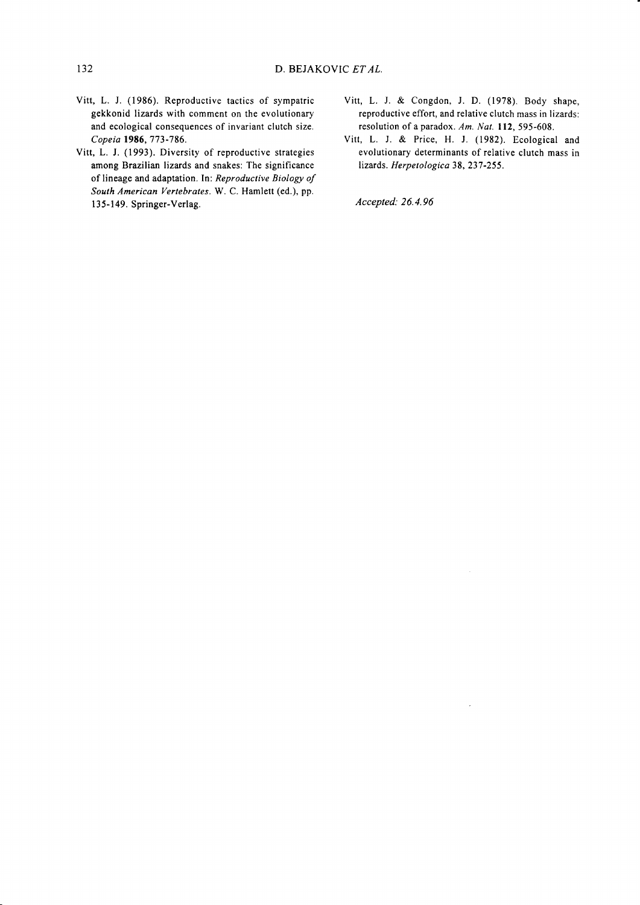Vitt, L. J. (1986). Reproductive tactics of sympatric gekkonid lizards with comment on the evolutionary and ecological consequences of invariant clutch size. *Copeia* **1986**, 773-786.

Vitt, L. J. (1993). Diversity of reproductive strategies among Brazilian lizards and snakes: The significance of lineage and adaptation. In: *Reproductive Biology of South American Vertebrates*. W. C. Hamlett (ed.), pp. 135-149. Springer-Verlag.

Vitt, L. J. & Congdon, J. D. (1978). Body shape, reproductive effort, and relative clutch mass in lizards: resolution of a paradox. *Am. Nat.* **112**, 595-608.

Vitt, L. J. & Price, H. J. (1982). Ecological and evolutionary determinants of relative clutch mass in lizards. *Herpetologica* 38, 237-255.

*Accepted: 26.4.96*